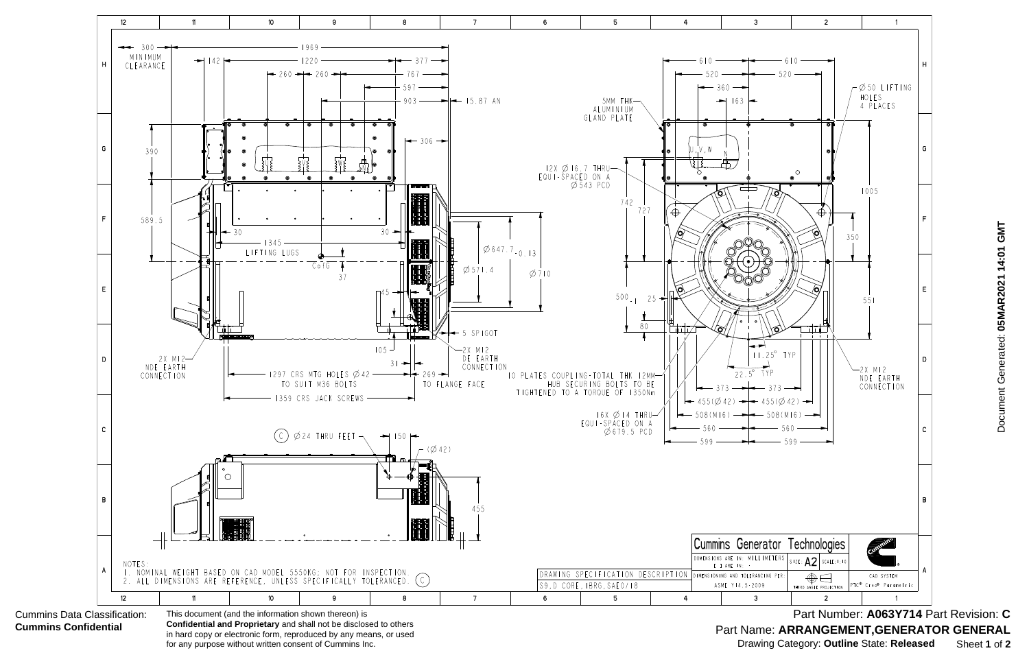300 MINIMUM CLEARANCE

1969

142

1220

377

260 260

767

597

903

15.87 AN

306

390

589.5

30

30

1345 LIFTING LUGS

CofG

37

45

$\varnothing 647.7_{-0.13}$

$\varnothing 571.4$

$\varnothing 710$

5 SPIGOT

105

31

2X M12 DE EARTH CONNECTION

2X M12 NDE EARTH CONNECTION

1297 CRS MTG HOLES $\varnothing 42$ TO SUIT M36 BOLTS

269 TO FLANGE FACE

1359 CRS JACK SCREWS

(C) $\varnothing 24$ THRU FEET

150

($\varnothing 42$)

455

5MM THK ALUMINIUM GLAND PLATE

12X $\varnothing 16.7$ THRU EQUI-SPACED ON A $\varnothing 543$ PCD

742

727

$500_{-1}$

25

80

10 PLATES COUPLING-TOTAL THK 12MM HUB SECURING BOLTS TO BE TIGHTENED TO A TORQUE OF 1350Nm

16X $\varnothing 14$ THRU EQUI-SPACED ON A $\varnothing 679.5$ PCD

610 610

520 520

360

163

U, V, W

N

$\varnothing 50$ LIFTING HOLES 4 PLACES

1005

350

551

11.25° TYP

22.5° TYP

373 373

455($\varnothing 42$) 455($\varnothing 42$)

508(M16) 508(M16)

560 560

599 599

2X M12 NDE EARTH CONNECTION

NOTES:

1. NOMINAL WEIGHT BASED ON CAD MODEL 5550KG; NOT FOR INSPECTION.
2. ALL DIMENSIONS ARE REFERENCE, UNLESS SPECIFICALLY TOLERANCED. (C)

| DRAWING SPECIFICATION DESCRIPTION | Cummins Generator Technologies | | |
|---|---|---|---|
| S9,D CORE,1BRG,SAE0/18 | DIMENSIONS ARE IN: MILLIMETERS [ ] ARE IN: | SIZE A2 | SCALE 1:10 |
| | DIMENSIONING AND TOLERANCING PER: ASME Y14.5-2009 | THIRD ANGLE PROJECTION | CAD SYSTEM PTC® Creo® Parametric |

Document Generated: **05MAR2021 14:01 GMT**

Cummins Data Classification: **Cummins Confidential**

This document (and the information shown thereon) is **Confidential and Proprietary** and shall not be disclosed to others in hard copy or electronic form, reproduced by any means, or used for any purpose without written consent of Cummins Inc.

Part Number: **A063Y714** Part Revision: **C**

Part Name: **ARRANGEMENT,GENERATOR GENERAL**

Drawing Category: **Outline** State: **Released**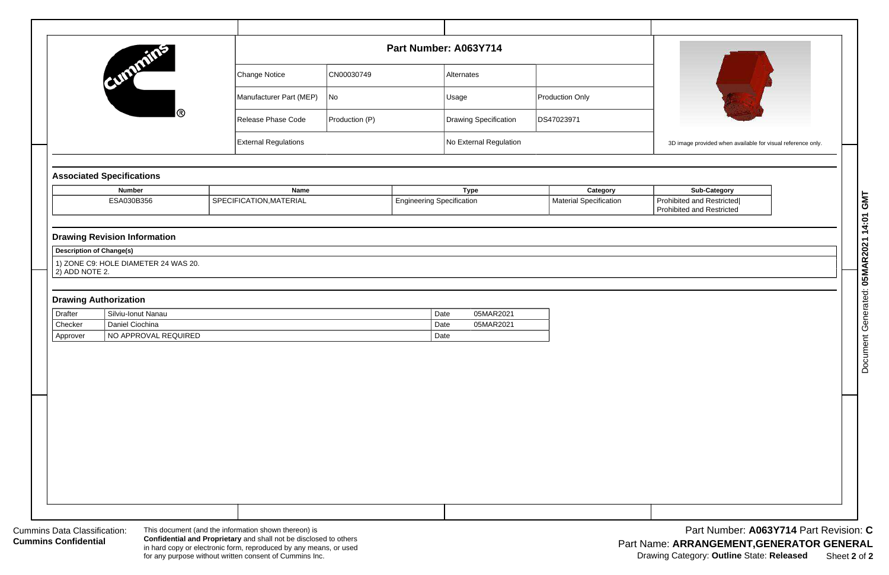Cummins

## Part Number: A063Y714

| | | | |
|---|---|---|---|
| Change Notice | CN00030749 | Alternates | |
| Manufacturer Part (MEP) | No | Usage | Production Only |
| Release Phase Code | Production (P) | Drawing Specification | DS47023971 |
| External Regulations | | No External Regulation | |

3D image provided when available for visual reference only.

### Associated Specifications

| Number | Name | Type | Category | Sub-Category |
|---|---|---|---|---|
| ESA030B356 | SPECIFICATION,MATERIAL | Engineering Specification | Material Specification | Prohibited and Restricted\| Prohibited and Restricted |

### Drawing Revision Information

| Description of Change(s) |
|---|
| 1) ZONE C9: HOLE DIAMETER 24 WAS 20.<br>2) ADD NOTE 2. |

### Drawing Authorization

| | | | |
|---|---|---|---|
| Drafter | Silviu-Ionut Nanau | Date | 05MAR2021 |
| Checker | Daniel Ciochina | Date | 05MAR2021 |
| Approver | NO APPROVAL REQUIRED | Date | |

Document Generated: **05MAR2021 14:01 GMT**

Cummins Data Classification: **Cummins Confidential**

This document (and the information shown thereon) is **Confidential and Proprietary** and shall not be disclosed to others in hard copy or electronic form, reproduced by any means, or used for any purpose without written consent of Cummins Inc.

Part Number: **A063Y714** Part Revision: **C**
Part Name: **ARRANGEMENT,GENERATOR GENERAL**
Drawing Category: **Outline** State: **Released**